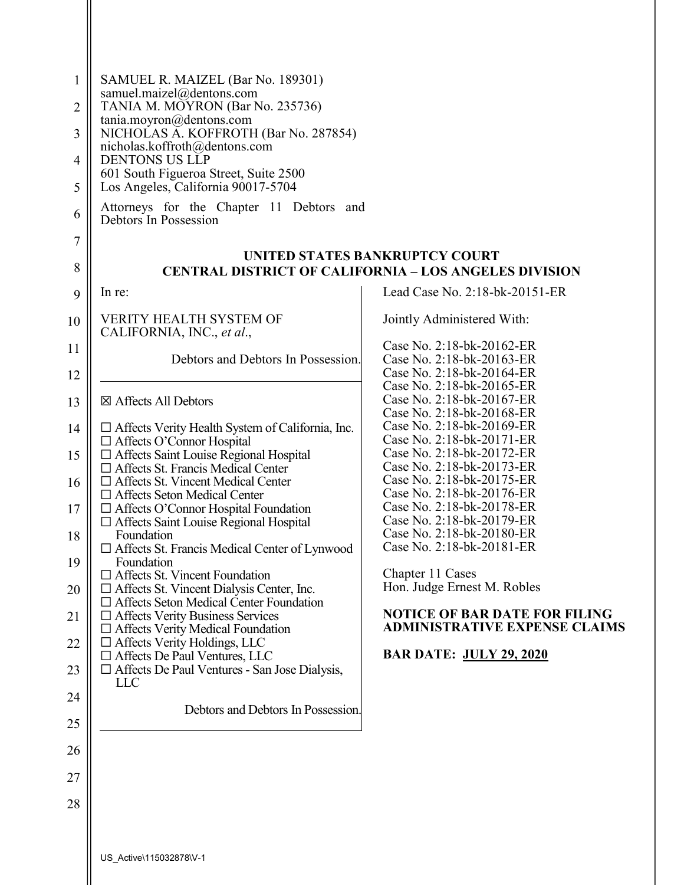SAMUEL R. MAIZEL (Bar No. 189301)
samuel.maizel@dentons.com
TANIA M. MOYRON (Bar No. 235736)
tania.moyron@dentons.com
NICHOLAS A. KOFFROTH (Bar No. 287854)
nicholas.koffroth@dentons.com
DENTONS US LLP
601 South Figueroa Street, Suite 2500
Los Angeles, California 90017-5704

Attorneys for the Chapter 11 Debtors and Debtors In Possession

**UNITED STATES BANKRUPTCY COURT**
**CENTRAL DISTRICT OF CALIFORNIA – LOS ANGELES DIVISION**

In re:

VERITY HEALTH SYSTEM OF CALIFORNIA, INC., *et al*.,

Debtors and Debtors In Possession.

☒ Affects All Debtors

☐ Affects Verity Health System of California, Inc.
☐ Affects O'Connor Hospital
☐ Affects Saint Louise Regional Hospital
☐ Affects St. Francis Medical Center
☐ Affects St. Vincent Medical Center
☐ Affects Seton Medical Center
☐ Affects O'Connor Hospital Foundation
☐ Affects Saint Louise Regional Hospital Foundation
☐ Affects St. Francis Medical Center of Lynwood Foundation
☐ Affects St. Vincent Foundation
☐ Affects St. Vincent Dialysis Center, Inc.
☐ Affects Seton Medical Center Foundation
☐ Affects Verity Business Services
☐ Affects Verity Medical Foundation
☐ Affects Verity Holdings, LLC
☐ Affects De Paul Ventures, LLC
☐ Affects De Paul Ventures - San Jose Dialysis, LLC

Debtors and Debtors In Possession.

Lead Case No. 2:18-bk-20151-ER

Jointly Administered With:

Case No. 2:18-bk-20162-ER
Case No. 2:18-bk-20163-ER
Case No. 2:18-bk-20164-ER
Case No. 2:18-bk-20165-ER
Case No. 2:18-bk-20167-ER
Case No. 2:18-bk-20168-ER
Case No. 2:18-bk-20169-ER
Case No. 2:18-bk-20171-ER
Case No. 2:18-bk-20172-ER
Case No. 2:18-bk-20173-ER
Case No. 2:18-bk-20175-ER
Case No. 2:18-bk-20176-ER
Case No. 2:18-bk-20178-ER
Case No. 2:18-bk-20179-ER
Case No. 2:18-bk-20180-ER
Case No. 2:18-bk-20181-ER

Chapter 11 Cases
Hon. Judge Ernest M. Robles

**NOTICE OF BAR DATE FOR FILING ADMINISTRATIVE EXPENSE CLAIMS**

**BAR DATE: JULY 29, 2020**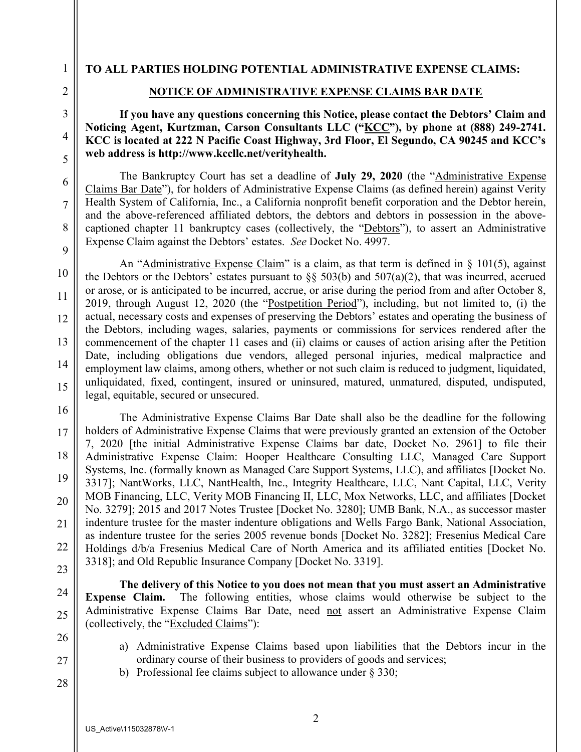**TO ALL PARTIES HOLDING POTENTIAL ADMINISTRATIVE EXPENSE CLAIMS:**

**NOTICE OF ADMINISTRATIVE EXPENSE CLAIMS BAR DATE**

**If you have any questions concerning this Notice, please contact the Debtors' Claim and Noticing Agent, Kurtzman, Carson Consultants LLC ("KCC"), by phone at (888) 249-2741. KCC is located at 222 N Pacific Coast Highway, 3rd Floor, El Segundo, CA 90245 and KCC's web address is http://www.kccllc.net/verityhealth.**

The Bankruptcy Court has set a deadline of **July 29, 2020** (the "Administrative Expense Claims Bar Date"), for holders of Administrative Expense Claims (as defined herein) against Verity Health System of California, Inc., a California nonprofit benefit corporation and the Debtor herein, and the above-referenced affiliated debtors, the debtors and debtors in possession in the above-captioned chapter 11 bankruptcy cases (collectively, the "Debtors"), to assert an Administrative Expense Claim against the Debtors' estates. *See* Docket No. 4997.

An "Administrative Expense Claim" is a claim, as that term is defined in § 101(5), against the Debtors or the Debtors' estates pursuant to §§ 503(b) and 507(a)(2), that was incurred, accrued or arose, or is anticipated to be incurred, accrue, or arise during the period from and after October 8, 2019, through August 12, 2020 (the "Postpetition Period"), including, but not limited to, (i) the actual, necessary costs and expenses of preserving the Debtors' estates and operating the business of the Debtors, including wages, salaries, payments or commissions for services rendered after the commencement of the chapter 11 cases and (ii) claims or causes of action arising after the Petition Date, including obligations due vendors, alleged personal injuries, medical malpractice and employment law claims, among others, whether or not such claim is reduced to judgment, liquidated, unliquidated, fixed, contingent, insured or uninsured, matured, unmatured, disputed, undisputed, legal, equitable, secured or unsecured.

The Administrative Expense Claims Bar Date shall also be the deadline for the following holders of Administrative Expense Claims that were previously granted an extension of the October 7, 2020 [the initial Administrative Expense Claims bar date, Docket No. 2961] to file their Administrative Expense Claim: Hooper Healthcare Consulting LLC, Managed Care Support Systems, Inc. (formally known as Managed Care Support Systems, LLC), and affiliates [Docket No. 3317]; NantWorks, LLC, NantHealth, Inc., Integrity Healthcare, LLC, Nant Capital, LLC, Verity MOB Financing, LLC, Verity MOB Financing II, LLC, Mox Networks, LLC, and affiliates [Docket No. 3279]; 2015 and 2017 Notes Trustee [Docket No. 3280]; UMB Bank, N.A., as successor master indenture trustee for the master indenture obligations and Wells Fargo Bank, National Association, as indenture trustee for the series 2005 revenue bonds [Docket No. 3282]; Fresenius Medical Care Holdings d/b/a Fresenius Medical Care of North America and its affiliated entities [Docket No. 3318]; and Old Republic Insurance Company [Docket No. 3319].

**The delivery of this Notice to you does not mean that you must assert an Administrative Expense Claim.** The following entities, whose claims would otherwise be subject to the Administrative Expense Claims Bar Date, need not assert an Administrative Expense Claim (collectively, the "Excluded Claims"):

a) Administrative Expense Claims based upon liabilities that the Debtors incur in the ordinary course of their business to providers of goods and services;
b) Professional fee claims subject to allowance under § 330;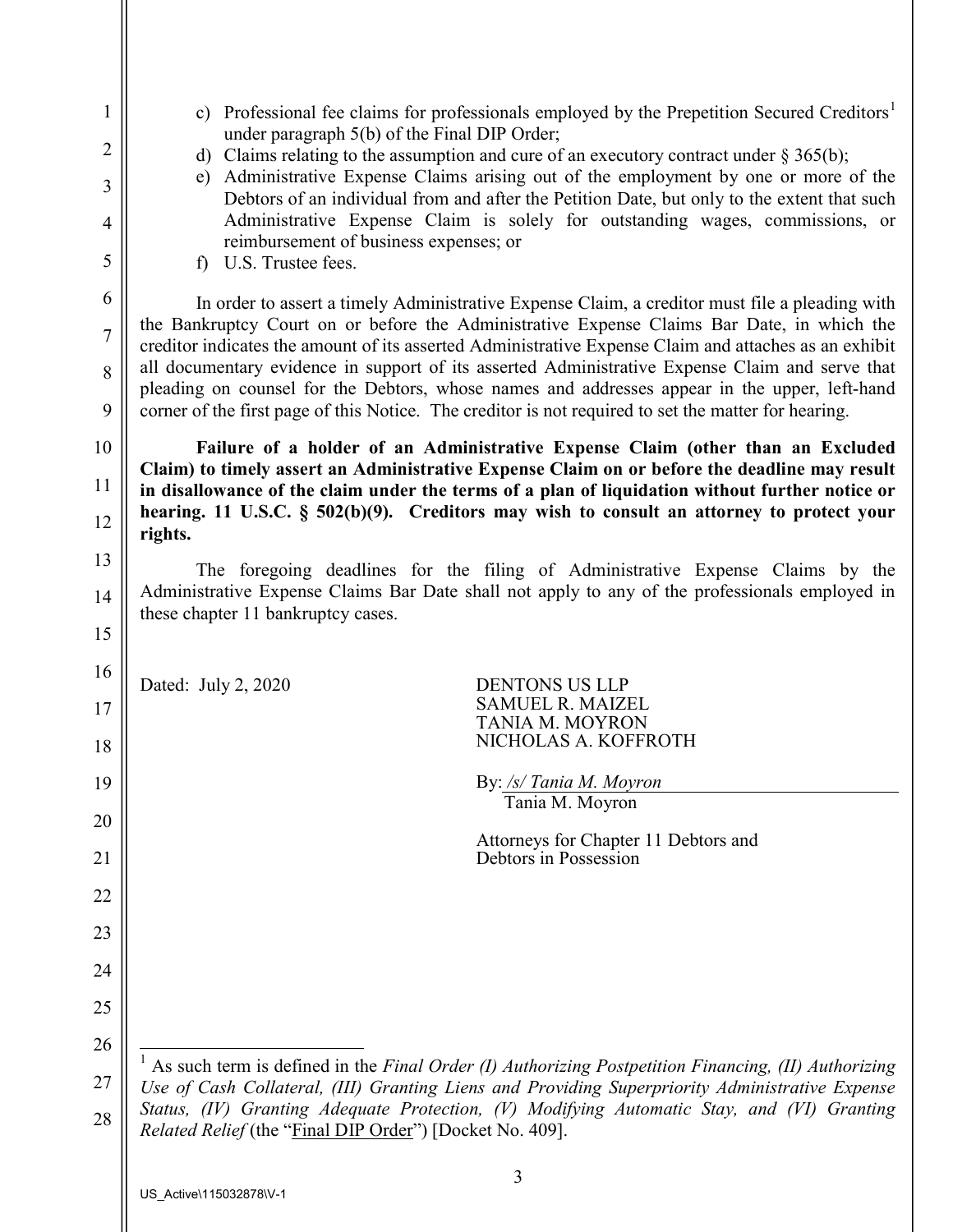c) Professional fee claims for professionals employed by the Prepetition Secured Creditors[1] under paragraph 5(b) of the Final DIP Order;
d) Claims relating to the assumption and cure of an executory contract under § 365(b);
e) Administrative Expense Claims arising out of the employment by one or more of the Debtors of an individual from and after the Petition Date, but only to the extent that such Administrative Expense Claim is solely for outstanding wages, commissions, or reimbursement of business expenses; or
f) U.S. Trustee fees.

In order to assert a timely Administrative Expense Claim, a creditor must file a pleading with the Bankruptcy Court on or before the Administrative Expense Claims Bar Date, in which the creditor indicates the amount of its asserted Administrative Expense Claim and attaches as an exhibit all documentary evidence in support of its asserted Administrative Expense Claim and serve that pleading on counsel for the Debtors, whose names and addresses appear in the upper, left-hand corner of the first page of this Notice. The creditor is not required to set the matter for hearing.

**Failure of a holder of an Administrative Expense Claim (other than an Excluded Claim) to timely assert an Administrative Expense Claim on or before the deadline may result in disallowance of the claim under the terms of a plan of liquidation without further notice or hearing. 11 U.S.C. § 502(b)(9). Creditors may wish to consult an attorney to protect your rights.**

The foregoing deadlines for the filing of Administrative Expense Claims by the Administrative Expense Claims Bar Date shall not apply to any of the professionals employed in these chapter 11 bankruptcy cases.

Dated: July 2, 2020

DENTONS US LLP
SAMUEL R. MAIZEL
TANIA M. MOYRON
NICHOLAS A. KOFFROTH

By: */s/ Tania M. Moyron*
Tania M. Moyron

Attorneys for Chapter 11 Debtors and Debtors in Possession

[1] As such term is defined in the *Final Order (I) Authorizing Postpetition Financing, (II) Authorizing Use of Cash Collateral, (III) Granting Liens and Providing Superpriority Administrative Expense Status, (IV) Granting Adequate Protection, (V) Modifying Automatic Stay, and (VI) Granting Related Relief* (the "Final DIP Order") [Docket No. 409].